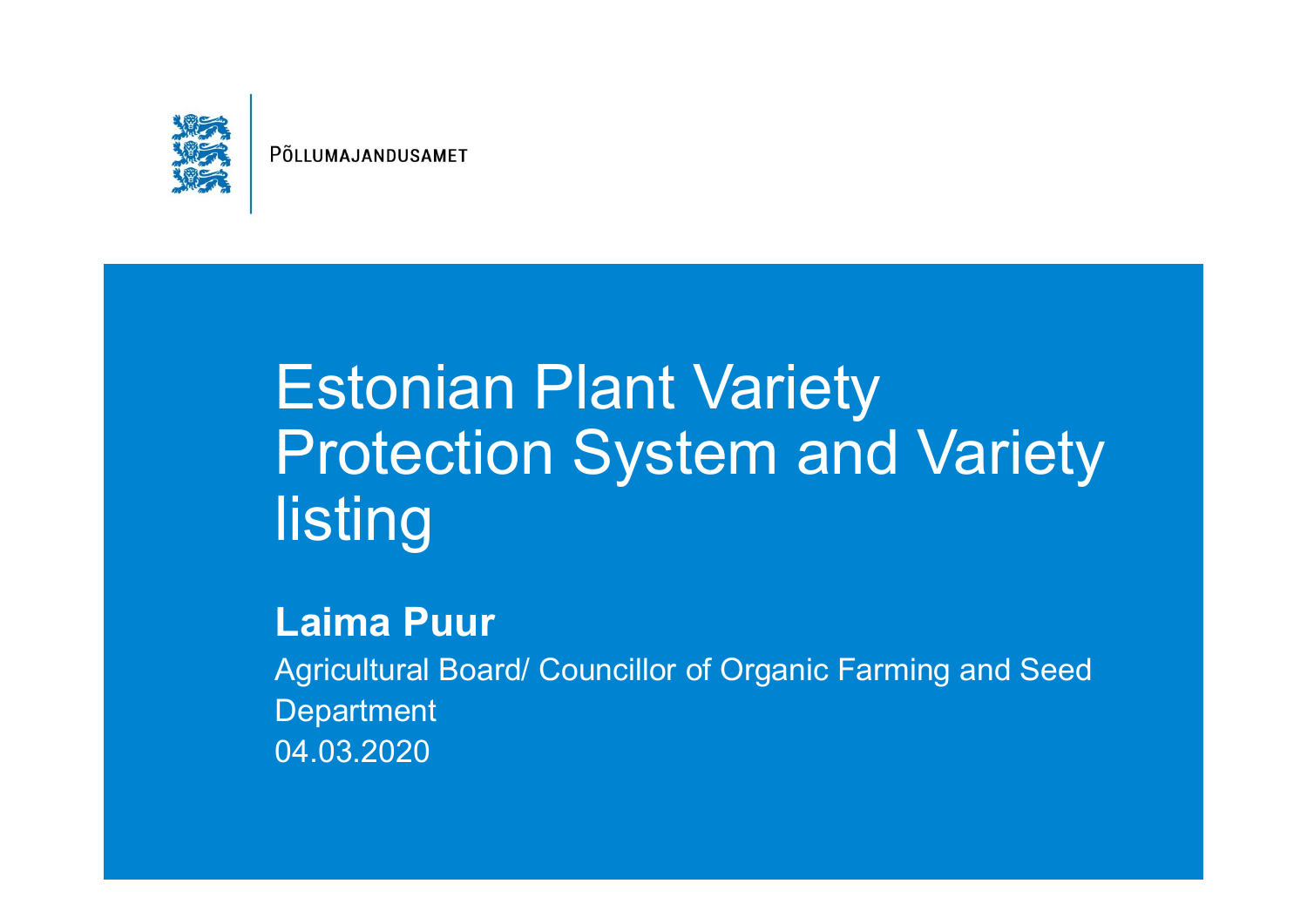PÕLLUMAJANDUSAMET

# Estonian Plant Variety Protection System and Variety listing

**Laima Puur**

Agricultural Board/ Councillor of Organic Farming and Seed Department

04.03.2020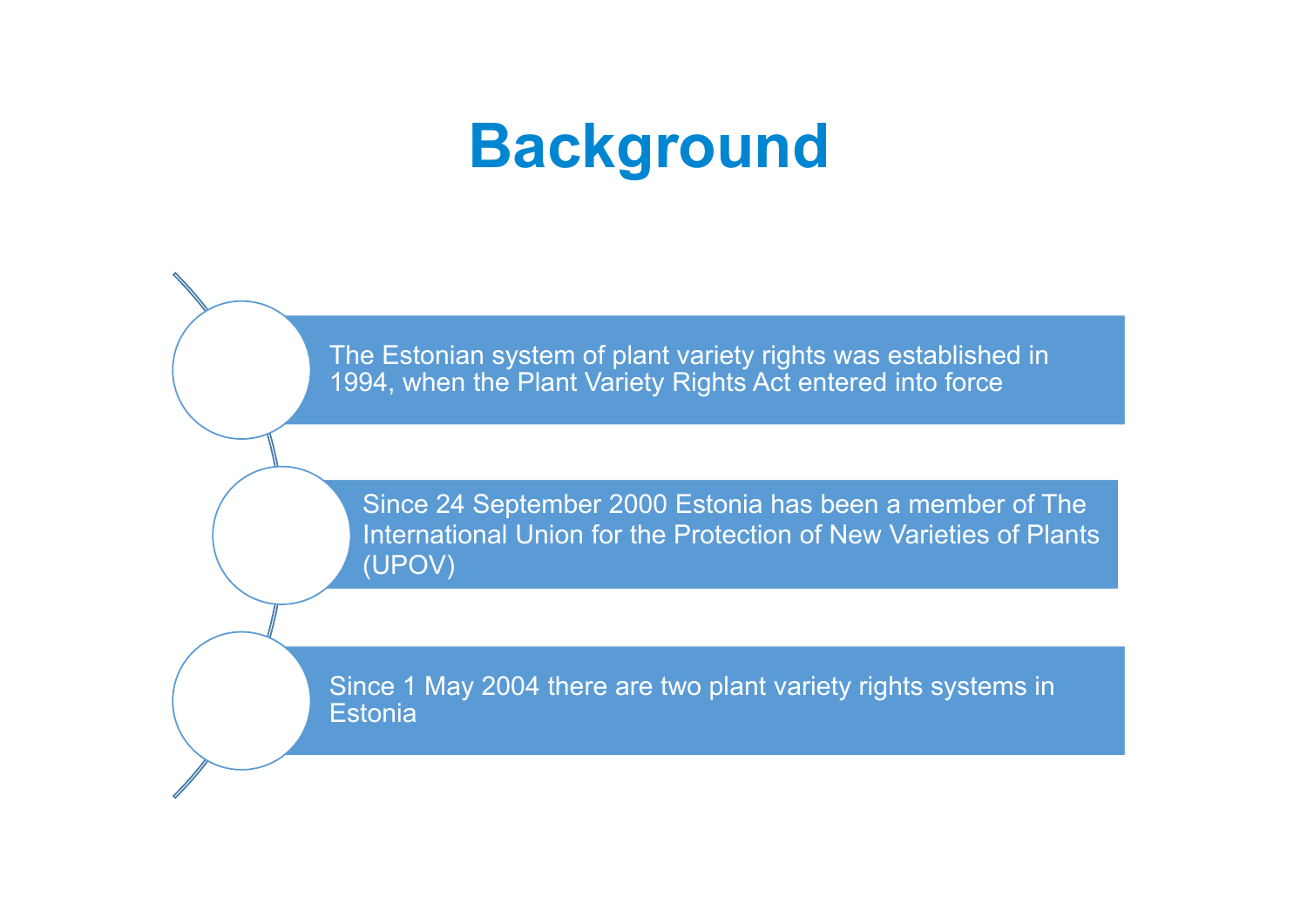# Background

- The Estonian system of plant variety rights was established in 1994, when the Plant Variety Rights Act entered into force
- Since 24 September 2000 Estonia has been a member of The International Union for the Protection of New Varieties of Plants (UPOV)
- Since 1 May 2004 there are two plant variety rights systems in Estonia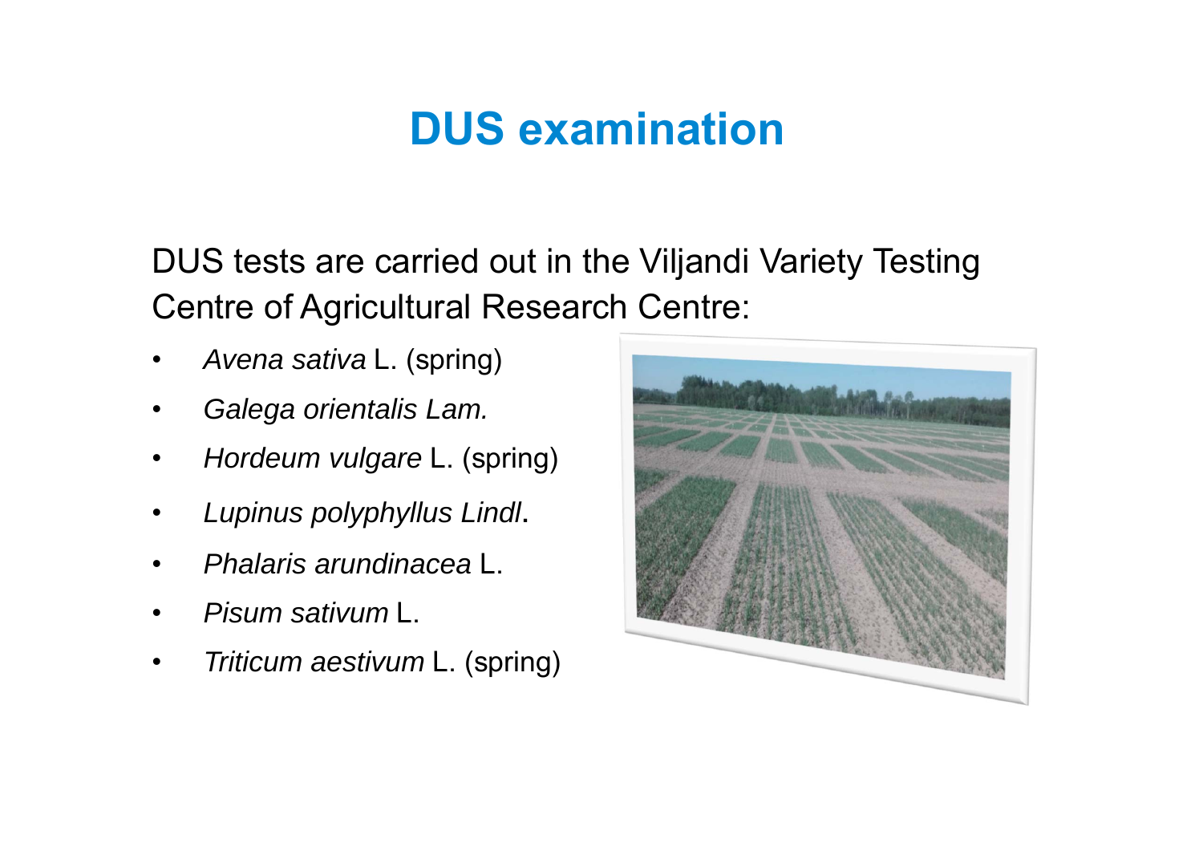# DUS examination

DUS tests are carried out in the Viljandi Variety Testing Centre of Agricultural Research Centre:

- *Avena sativa* L. (spring)
- *Galega orientalis Lam.*
- *Hordeum vulgare* L. (spring)
- *Lupinus polyphyllus Lindl*.
- *Phalaris arundinacea* L.
- *Pisum sativum* L.
- *Triticum aestivum* L. (spring)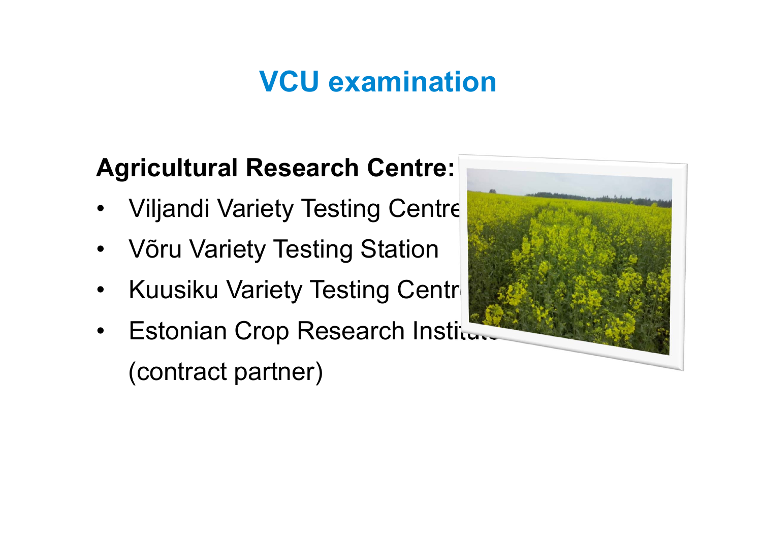# VCU examination

**Agricultural Research Centre:**

- Viljandi Variety Testing Centre
- Võru Variety Testing Station
- Kuusiku Variety Testing Centre
- Estonian Crop Research Institute (contract partner)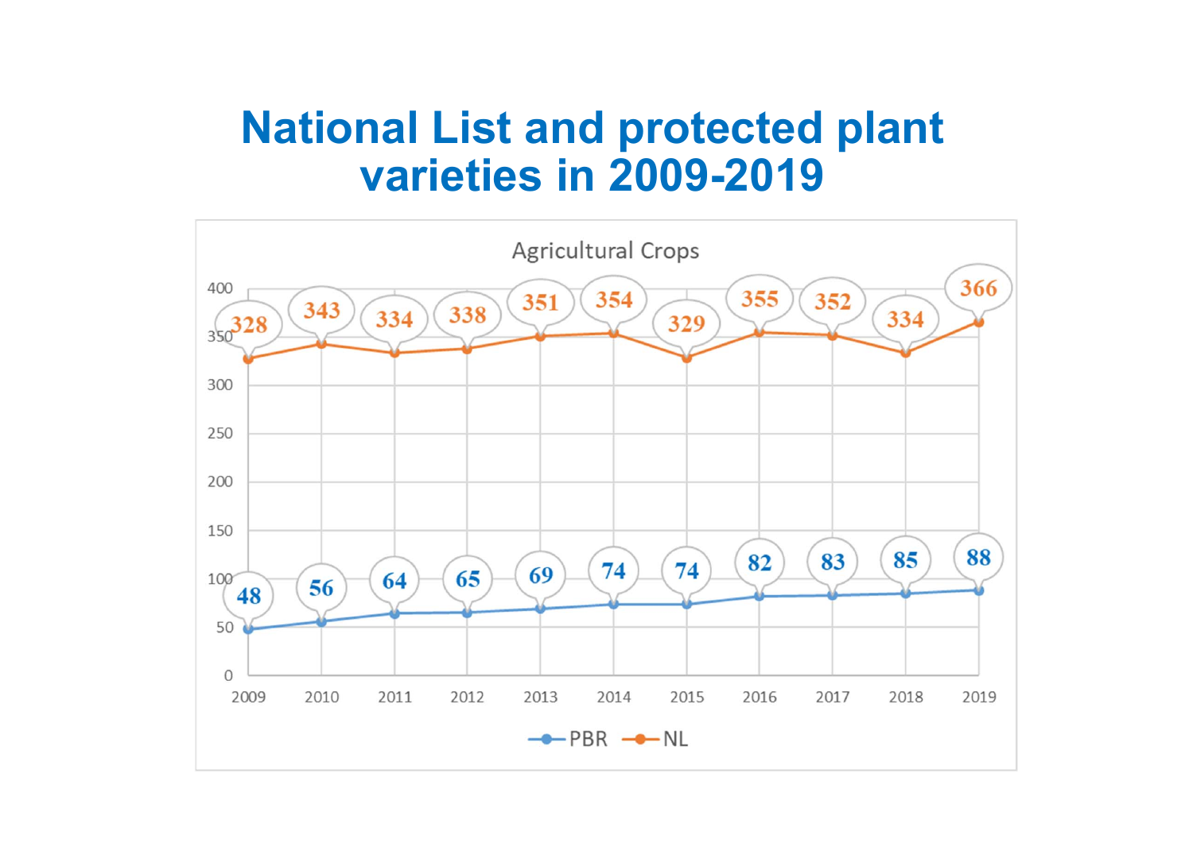# National List and protected plant varieties in 2009-2019

Agricultural Crops

| Year | PBR | NL |
| --- | --- | --- |
| 2009 | 48 | 328 |
| 2010 | 56 | 343 |
| 2011 | 64 | 334 |
| 2012 | 65 | 338 |
| 2013 | 69 | 351 |
| 2014 | 74 | 354 |
| 2015 | 74 | 329 |
| 2016 | 82 | 355 |
| 2017 | 83 | 352 |
| 2018 | 85 | 334 |
| 2019 | 88 | 366 |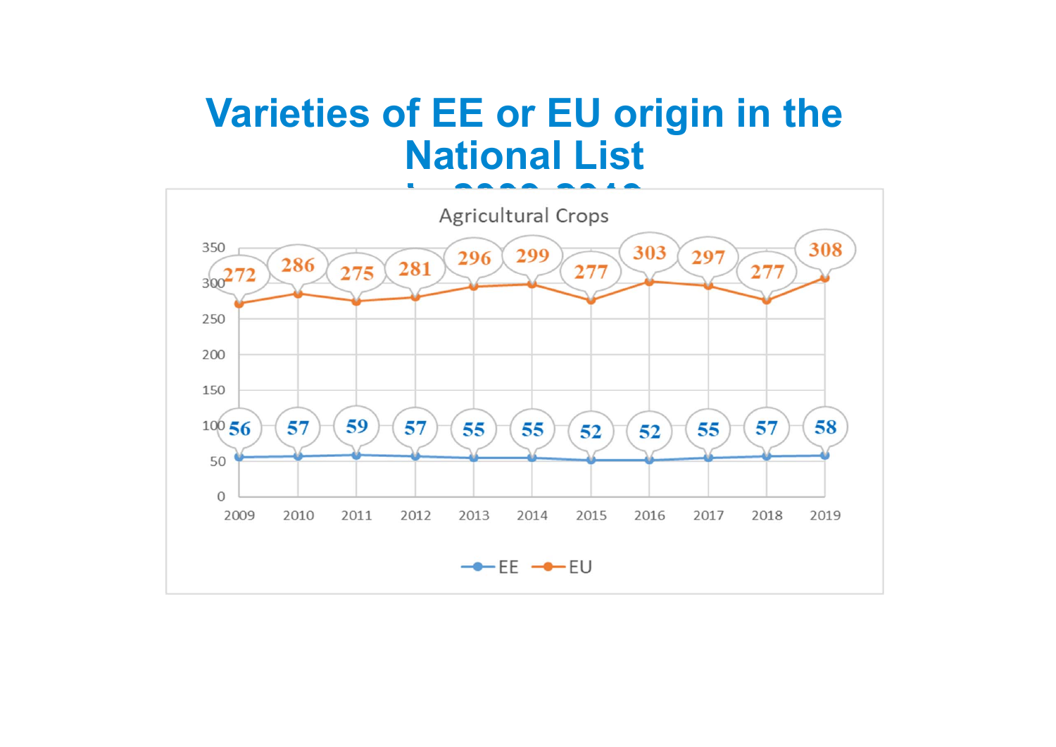# Varieties of EE or EU origin in the National List

Agricultural Crops

| Year | EE | EU |
|---|---|---|
| 2009 | 56 | 272 |
| 2010 | 57 | 286 |
| 2011 | 59 | 275 |
| 2012 | 57 | 281 |
| 2013 | 55 | 296 |
| 2014 | 55 | 299 |
| 2015 | 52 | 277 |
| 2016 | 52 | 303 |
| 2017 | 55 | 297 |
| 2018 | 57 | 277 |
| 2019 | 58 | 308 |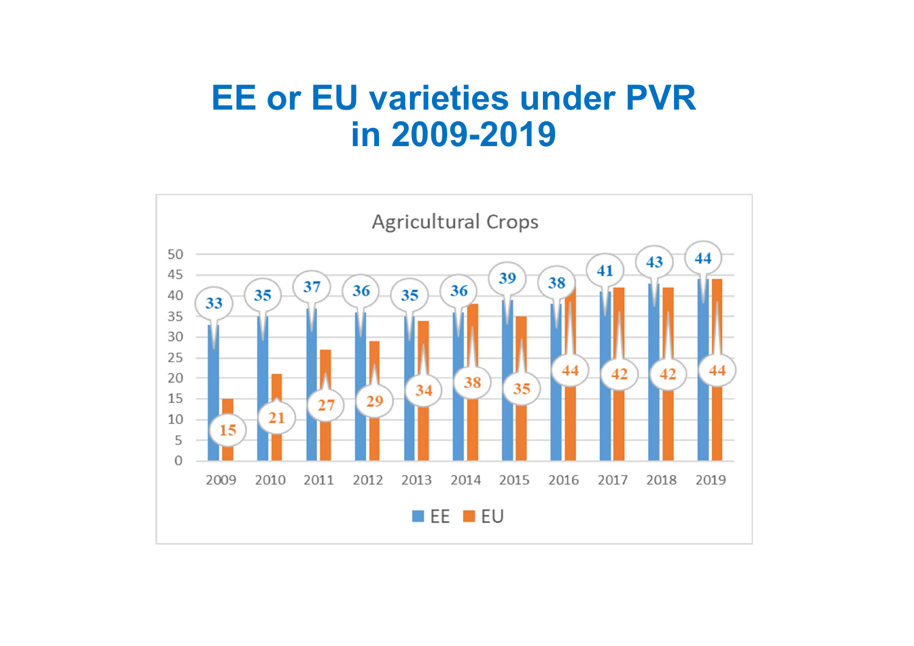# EE or EU varieties under PVR in 2009-2019

**Agricultural Crops**

| Year | EE | EU |
|---|---|---|
| 2009 | 33 | 15 |
| 2010 | 35 | 21 |
| 2011 | 37 | 27 |
| 2012 | 36 | 29 |
| 2013 | 35 | 34 |
| 2014 | 36 | 38 |
| 2015 | 39 | 35 |
| 2016 | 38 | 44 |
| 2017 | 41 | 42 |
| 2018 | 43 | 42 |
| 2019 | 44 | 44 |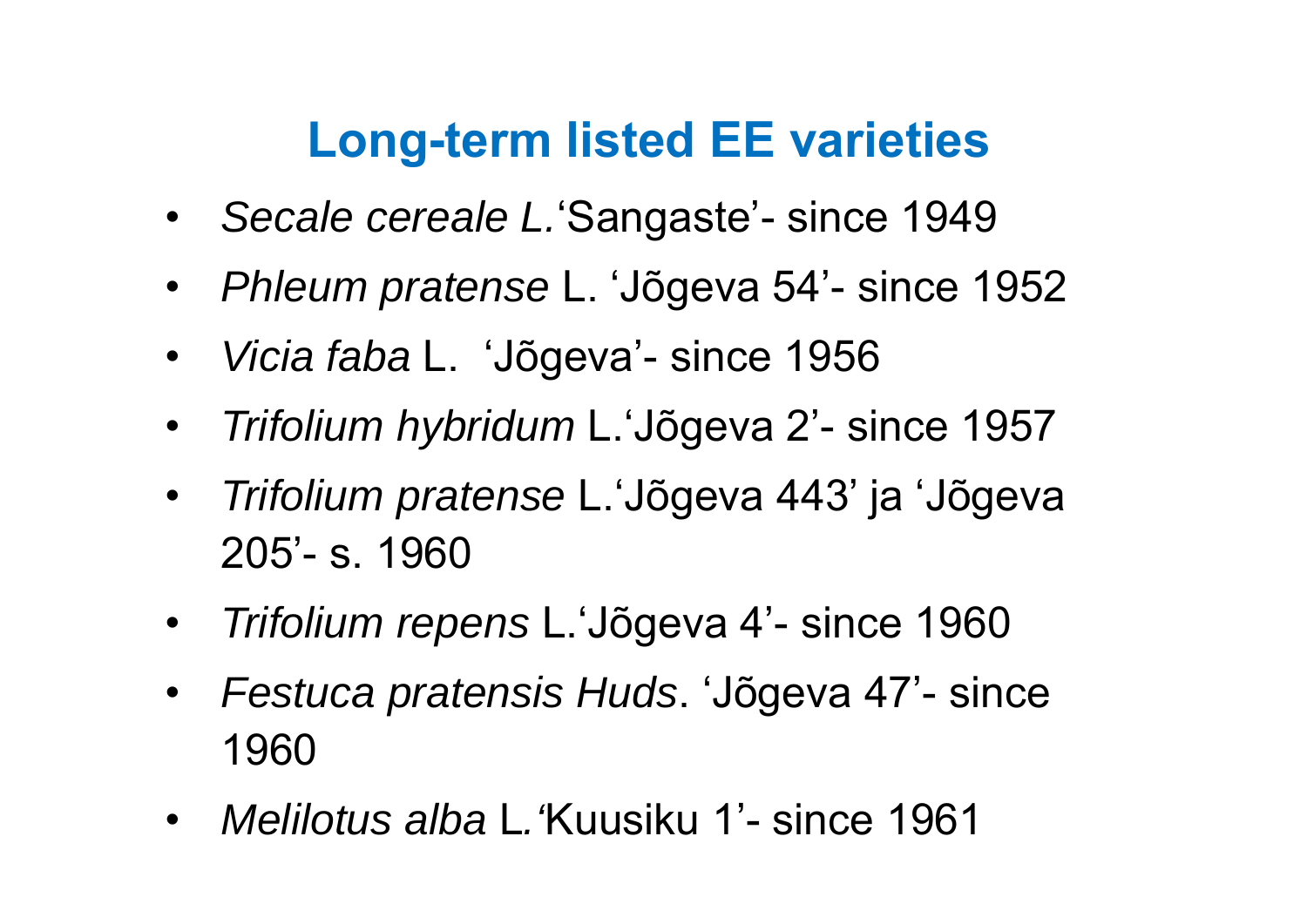# Long-term listed EE varieties

- *Secale cereale L.*'Sangaste'- since 1949
- *Phleum pratense* L. 'Jõgeva 54'- since 1952
- *Vicia faba* L. 'Jõgeva'- since 1956
- *Trifolium hybridum* L.'Jõgeva 2'- since 1957
- *Trifolium pratense* L.'Jõgeva 443' ja 'Jõgeva 205'- s. 1960
- *Trifolium repens* L.'Jõgeva 4'- since 1960
- *Festuca pratensis Huds*. 'Jõgeva 47'- since 1960
- *Melilotus alba* L.'Kuusiku 1'- since 1961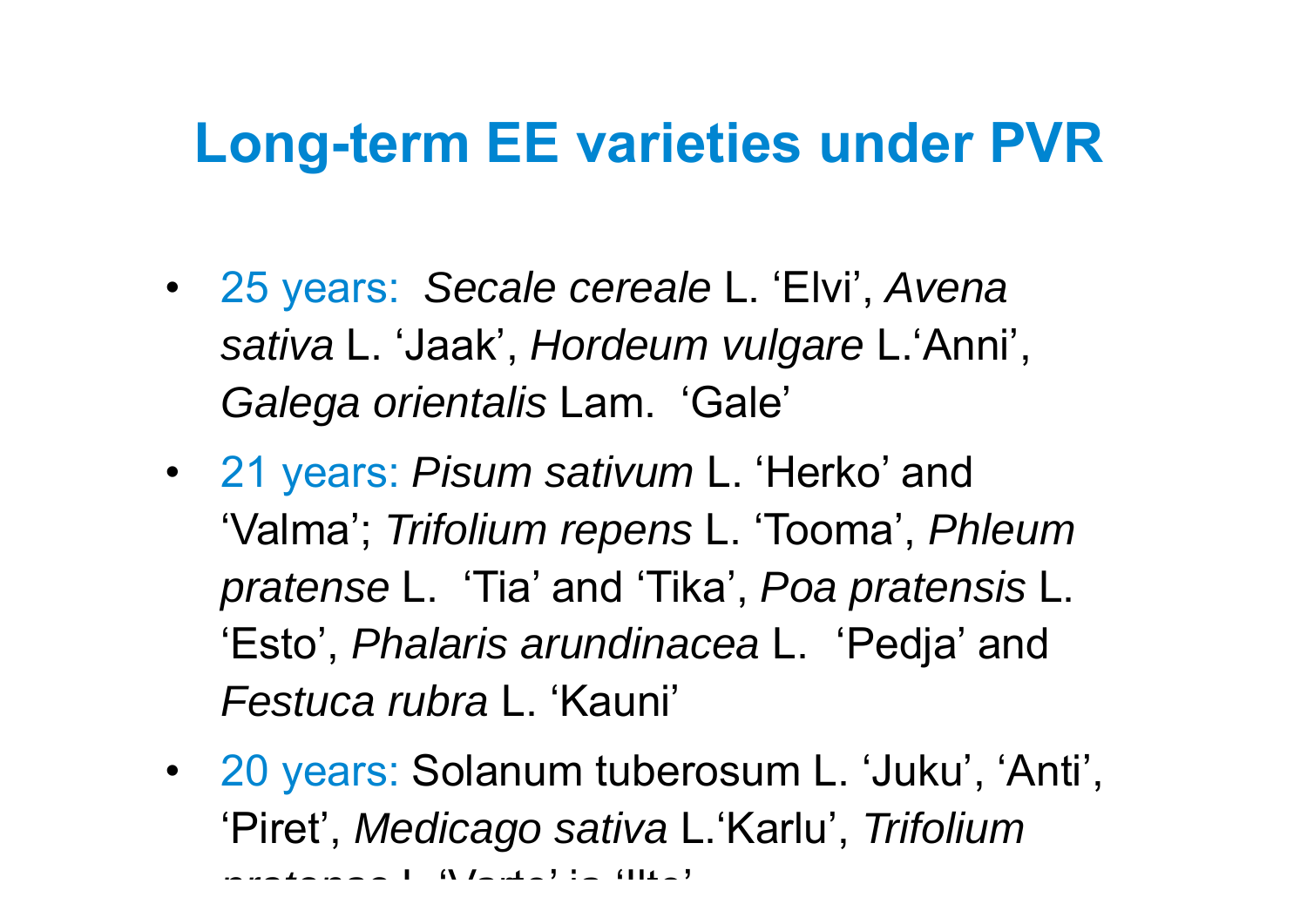# Long-term EE varieties under PVR

- 25 years: *Secale cereale* L. 'Elvi', *Avena sativa* L. 'Jaak', *Hordeum vulgare* L.'Anni', *Galega orientalis* Lam. 'Gale'
- 21 years: *Pisum sativum* L. 'Herko' and 'Valma'; *Trifolium repens* L. 'Tooma', *Phleum pratense* L. 'Tia' and 'Tika', *Poa pratensis* L. 'Esto', *Phalaris arundinacea* L. 'Pedja' and *Festuca rubra* L. 'Kauni'
- 20 years: Solanum tuberosum L. 'Juku', 'Anti', 'Piret', *Medicago sativa* L.'Karlu', *Trifolium pratense* L. 'Varte' ja 'Ilte'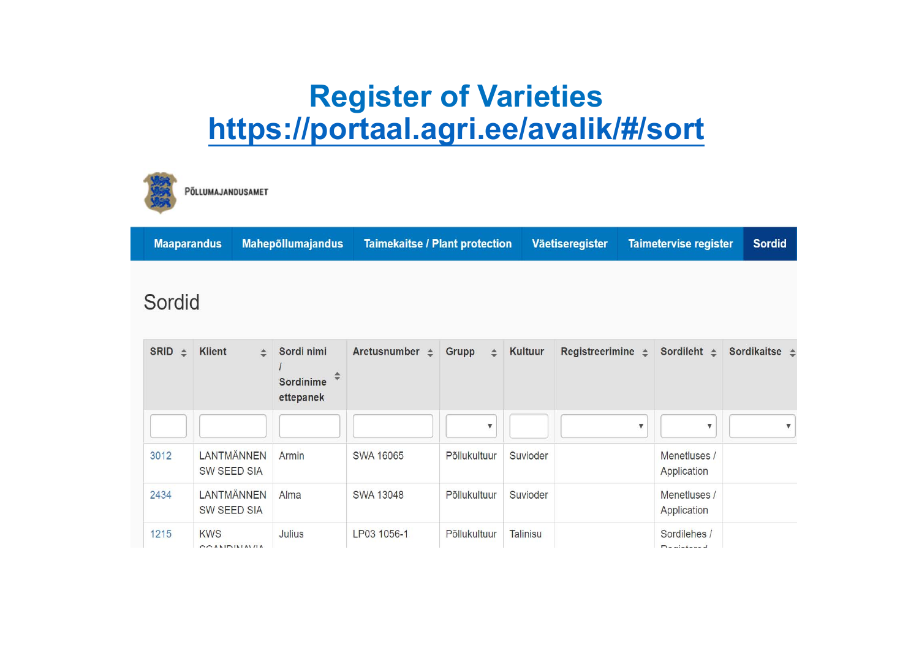# Register of Varieties

https://portaal.agri.ee/avalik/#/sort

PÕLLUMAJANDUSAMET

Maaparandus | Mahepõllumajandus | Taimekaitse / Plant protection | Väetiseregister | Taimetervise register | Sordid

## Sordid

| SRID | Klient | Sordi nimi / Sordinime ettepanek | Aretusnumber | Grupp | Kultuur | Registreerimine | Sordileht | Sordikaitse |
|---|---|---|---|---|---|---|---|---|
| 3012 | LANTMÄNNEN SW SEED SIA | Armin | SWA 16065 | Põllukultuur | Suvioder | | Menetluses / Application | |
| 2434 | LANTMÄNNEN SW SEED SIA | Alma | SWA 13048 | Põllukultuur | Suvioder | | Menetluses / Application | |
| 1215 | KWS SCANDINAVIA | Julius | LP03 1056-1 | Põllukultuur | Talinisu | | Sordilehes / Registered | |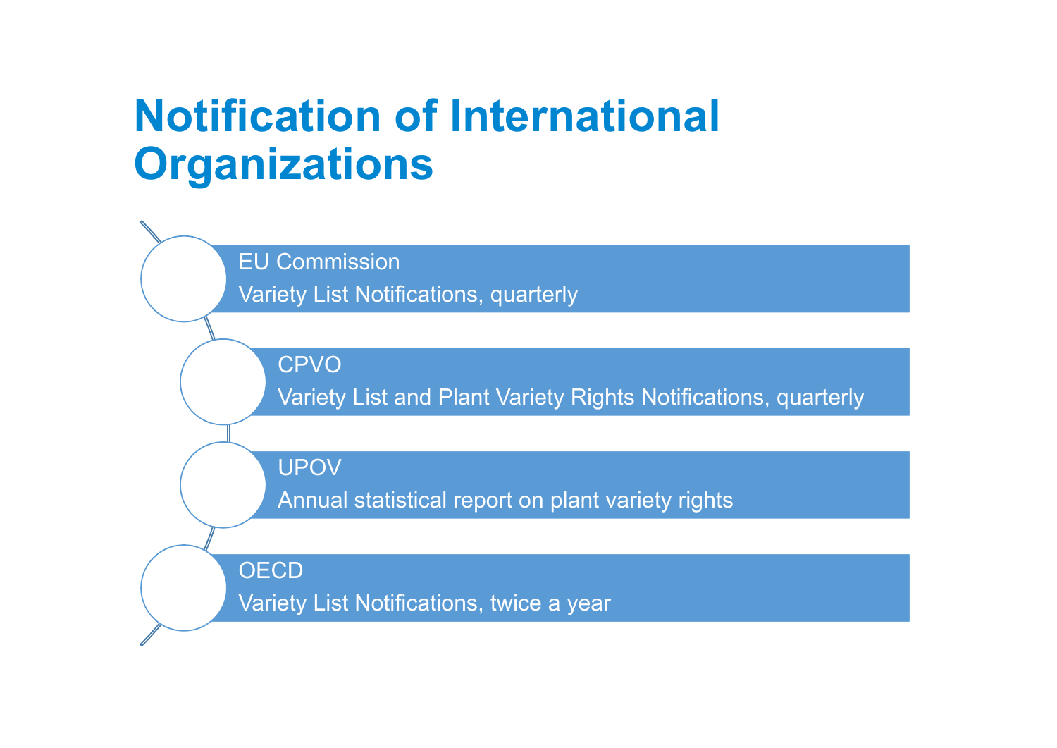# Notification of International Organizations

- **EU Commission**
  Variety List Notifications, quarterly
- **CPVO**
  Variety List and Plant Variety Rights Notifications, quarterly
- **UPOV**
  Annual statistical report on plant variety rights
- **OECD**
  Variety List Notifications, twice a year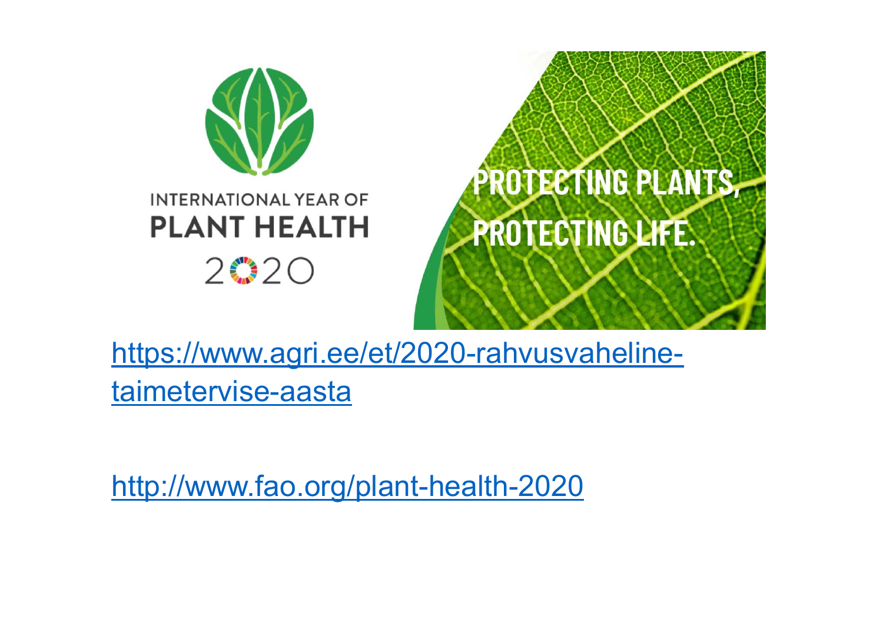INTERNATIONAL YEAR OF
**PLANT HEALTH**
2020

PROTECTING PLANTS,
PROTECTING LIFE.

https://www.agri.ee/et/2020-rahvusvaheline-taimetervise-aasta

http://www.fao.org/plant-health-2020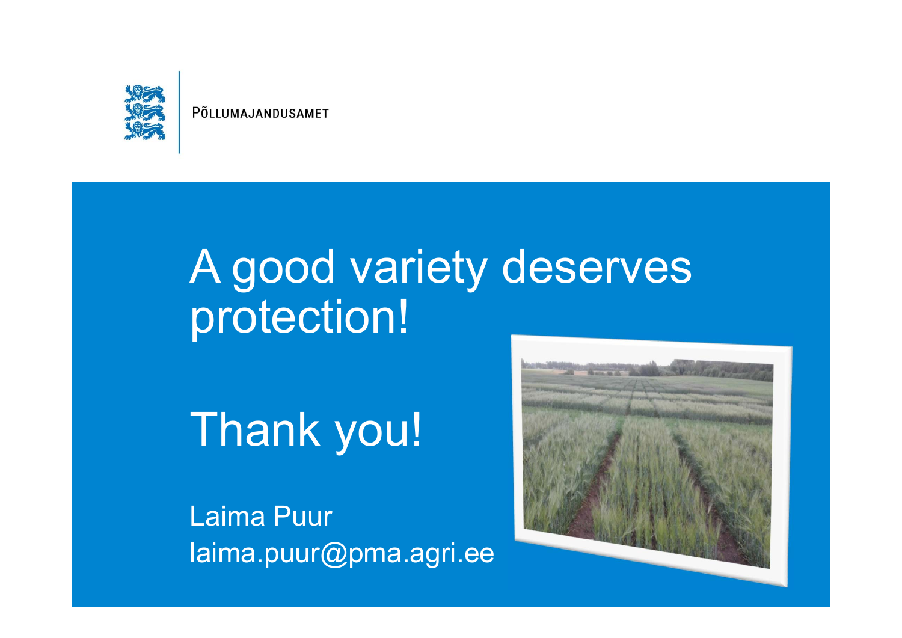PÕLLUMAJANDUSAMET

# A good variety deserves protection!

# Thank you!

Laima Puur
laima.puur@pma.agri.ee